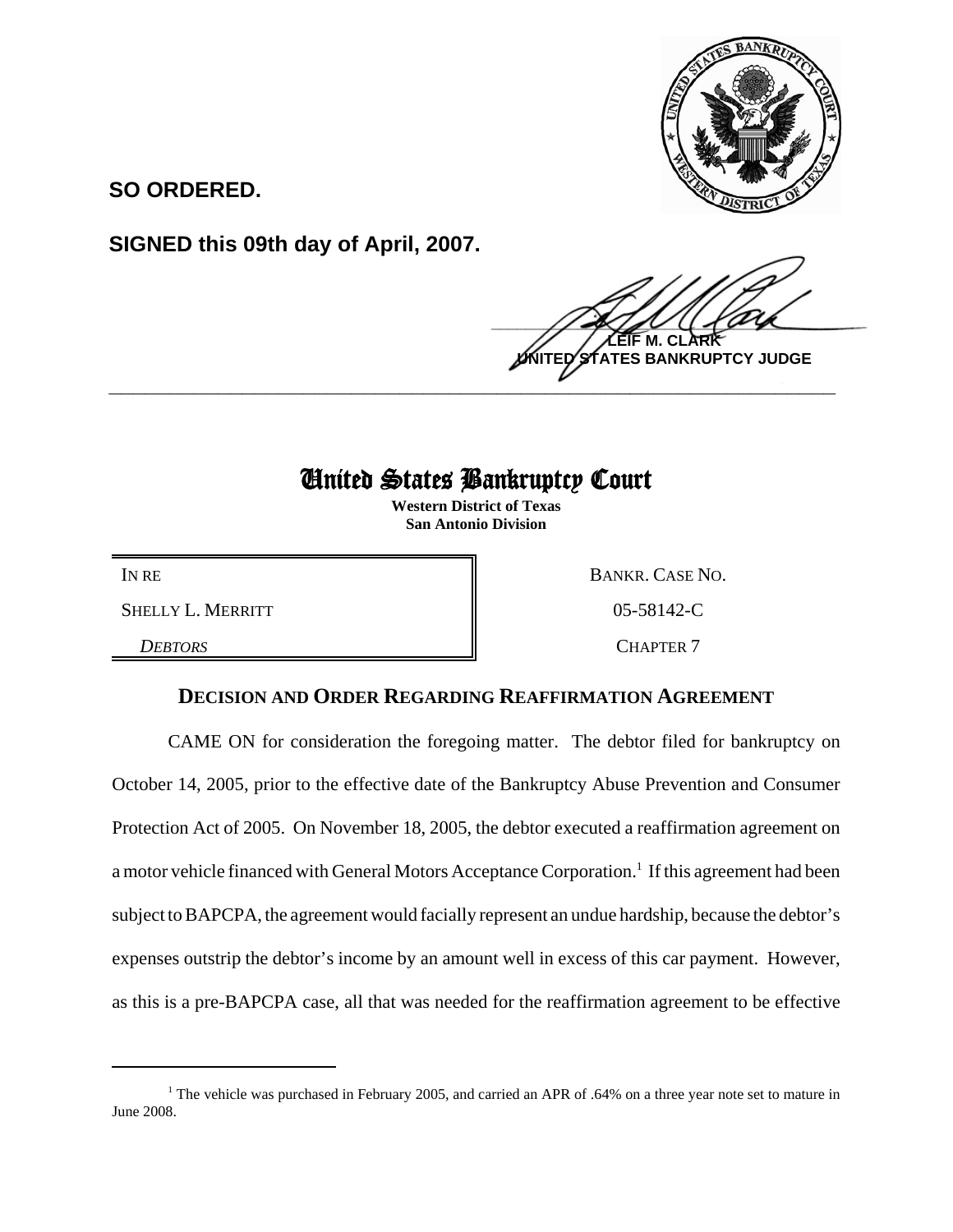**SO ORDERED.**

**SIGNED this 09th day of April, 2007.**

**LEIF M. CLARK**
**UNITED STATES BANKRUPTCY JUDGE**

---

# United States Bankruptcy Court

**Western District of Texas**
**San Antonio Division**

| IN RE | BANKR. CASE NO. |
|---|---|
| SHELLY L. MERRITT | 05-58142-C |
| *DEBTORS* | CHAPTER 7 |

## DECISION AND ORDER REGARDING REAFFIRMATION AGREEMENT

CAME ON for consideration the foregoing matter. The debtor filed for bankruptcy on October 14, 2005, prior to the effective date of the Bankruptcy Abuse Prevention and Consumer Protection Act of 2005. On November 18, 2005, the debtor executed a reaffirmation agreement on a motor vehicle financed with General Motors Acceptance Corporation.[1] If this agreement had been subject to BAPCPA, the agreement would facially represent an undue hardship, because the debtor's expenses outstrip the debtor's income by an amount well in excess of this car payment. However, as this is a pre-BAPCPA case, all that was needed for the reaffirmation agreement to be effective

---

[1] The vehicle was purchased in February 2005, and carried an APR of .64% on a three year note set to mature in June 2008.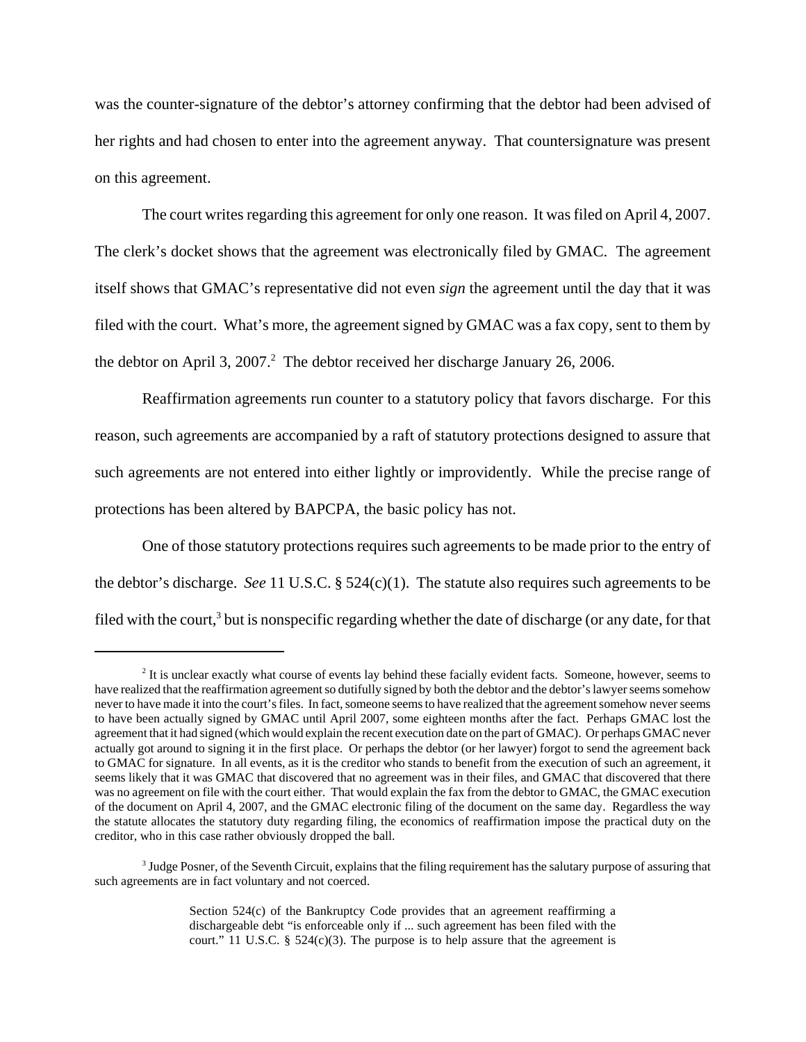was the counter-signature of the debtor's attorney confirming that the debtor had been advised of her rights and had chosen to enter into the agreement anyway. That countersignature was present on this agreement.

The court writes regarding this agreement for only one reason. It was filed on April 4, 2007. The clerk's docket shows that the agreement was electronically filed by GMAC. The agreement itself shows that GMAC's representative did not even *sign* the agreement until the day that it was filed with the court. What's more, the agreement signed by GMAC was a fax copy, sent to them by the debtor on April 3, 2007.[2] The debtor received her discharge January 26, 2006.

Reaffirmation agreements run counter to a statutory policy that favors discharge. For this reason, such agreements are accompanied by a raft of statutory protections designed to assure that such agreements are not entered into either lightly or improvidently. While the precise range of protections has been altered by BAPCPA, the basic policy has not.

One of those statutory protections requires such agreements to be made prior to the entry of the debtor's discharge. *See* 11 U.S.C. § 524(c)(1). The statute also requires such agreements to be filed with the court,[3] but is nonspecific regarding whether the date of discharge (or any date, for that

---

[2] It is unclear exactly what course of events lay behind these facially evident facts. Someone, however, seems to have realized that the reaffirmation agreement so dutifully signed by both the debtor and the debtor's lawyer seems somehow never to have made it into the court's files. In fact, someone seems to have realized that the agreement somehow never seems to have been actually signed by GMAC until April 2007, some eighteen months after the fact. Perhaps GMAC lost the agreement that it had signed (which would explain the recent execution date on the part of GMAC). Or perhaps GMAC never actually got around to signing it in the first place. Or perhaps the debtor (or her lawyer) forgot to send the agreement back to GMAC for signature. In all events, as it is the creditor who stands to benefit from the execution of such an agreement, it seems likely that it was GMAC that discovered that no agreement was in their files, and GMAC that discovered that there was no agreement on file with the court either. That would explain the fax from the debtor to GMAC, the GMAC execution of the document on April 4, 2007, and the GMAC electronic filing of the document on the same day. Regardless the way the statute allocates the statutory duty regarding filing, the economics of reaffirmation impose the practical duty on the creditor, who in this case rather obviously dropped the ball.

[3] Judge Posner, of the Seventh Circuit, explains that the filing requirement has the salutary purpose of assuring that such agreements are in fact voluntary and not coerced.

> Section 524(c) of the Bankruptcy Code provides that an agreement reaffirming a dischargeable debt "is enforceable only if ... such agreement has been filed with the court." 11 U.S.C. § 524(c)(3). The purpose is to help assure that the agreement is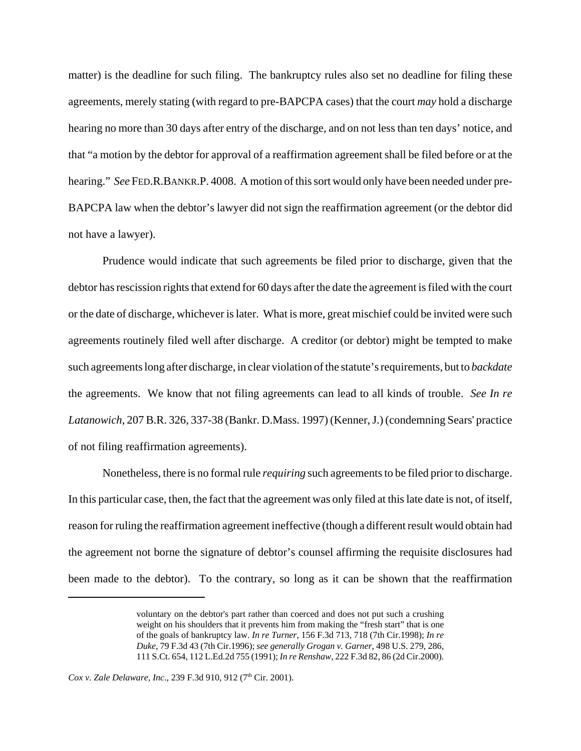matter) is the deadline for such filing. The bankruptcy rules also set no deadline for filing these agreements, merely stating (with regard to pre-BAPCPA cases) that the court *may* hold a discharge hearing no more than 30 days after entry of the discharge, and on not less than ten days' notice, and that "a motion by the debtor for approval of a reaffirmation agreement shall be filed before or at the hearing." *See* FED.R.BANKR.P. 4008. A motion of this sort would only have been needed under pre-BAPCPA law when the debtor's lawyer did not sign the reaffirmation agreement (or the debtor did not have a lawyer).

Prudence would indicate that such agreements be filed prior to discharge, given that the debtor has rescission rights that extend for 60 days after the date the agreement is filed with the court or the date of discharge, whichever is later. What is more, great mischief could be invited were such agreements routinely filed well after discharge. A creditor (or debtor) might be tempted to make such agreements long after discharge, in clear violation of the statute's requirements, but to *backdate* the agreements. We know that not filing agreements can lead to all kinds of trouble. *See In re Latanowich*, 207 B.R. 326, 337-38 (Bankr. D.Mass. 1997) (Kenner, J.) (condemning Sears' practice of not filing reaffirmation agreements).

Nonetheless, there is no formal rule *requiring* such agreements to be filed prior to discharge. In this particular case, then, the fact that the agreement was only filed at this late date is not, of itself, reason for ruling the reaffirmation agreement ineffective (though a different result would obtain had the agreement not borne the signature of debtor's counsel affirming the requisite disclosures had been made to the debtor). To the contrary, so long as it can be shown that the reaffirmation

---

> voluntary on the debtor's part rather than coerced and does not put such a crushing weight on his shoulders that it prevents him from making the "fresh start" that is one of the goals of bankruptcy law. *In re Turner*, 156 F.3d 713, 718 (7th Cir.1998); *In re Duke*, 79 F.3d 43 (7th Cir.1996); *see generally Grogan v. Garner*, 498 U.S. 279, 286, 111 S.Ct. 654, 112 L.Ed.2d 755 (1991); *In re Renshaw*, 222 F.3d 82, 86 (2d Cir.2000).

*Cox v. Zale Delaware, Inc*., 239 F.3d 910, 912 (7th Cir. 2001).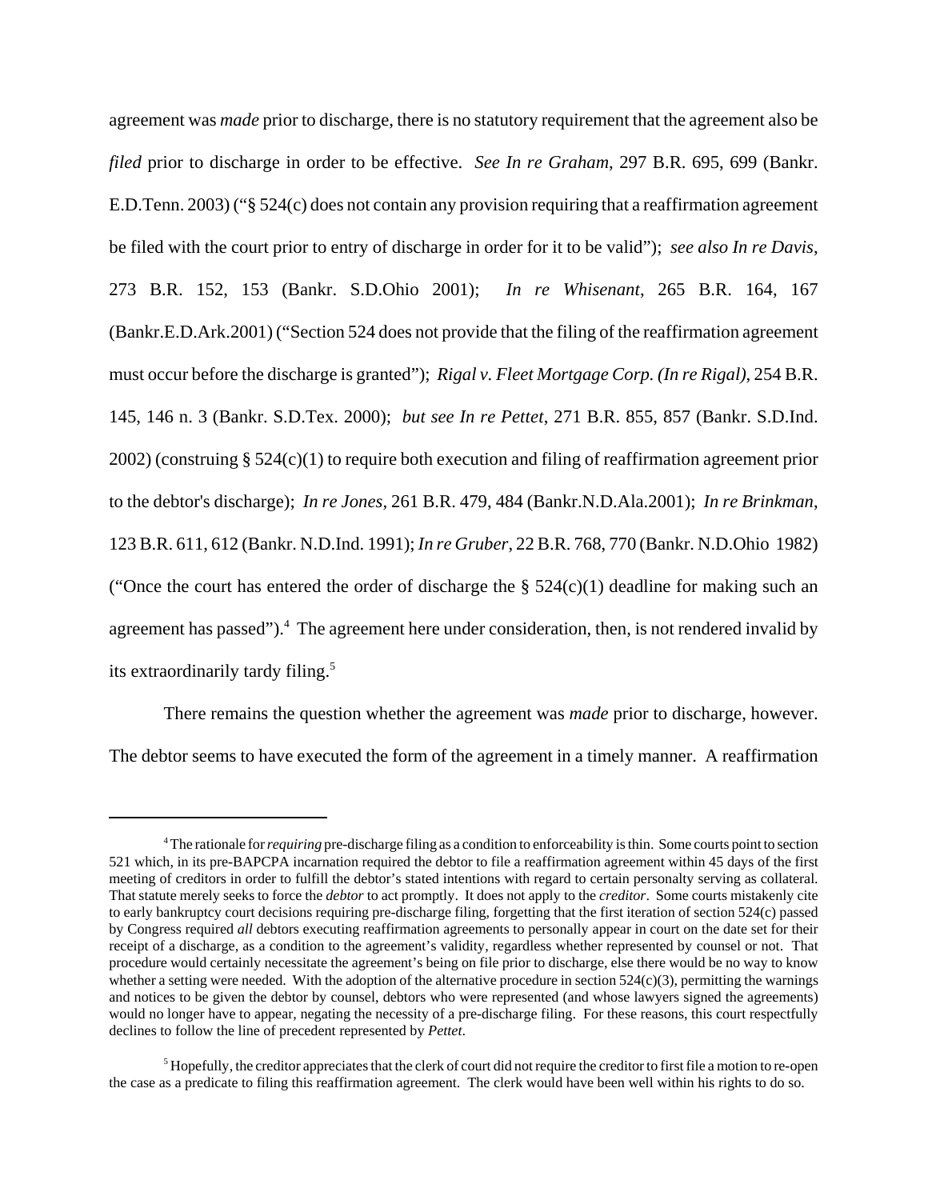agreement was *made* prior to discharge, there is no statutory requirement that the agreement also be *filed* prior to discharge in order to be effective. *See In re Graham*, 297 B.R. 695, 699 (Bankr. E.D.Tenn. 2003) ("§ 524(c) does not contain any provision requiring that a reaffirmation agreement be filed with the court prior to entry of discharge in order for it to be valid"); *see also In re Davis*, 273 B.R. 152, 153 (Bankr. S.D.Ohio 2001); *In re Whisenant*, 265 B.R. 164, 167 (Bankr.E.D.Ark.2001) ("Section 524 does not provide that the filing of the reaffirmation agreement must occur before the discharge is granted"); *Rigal v. Fleet Mortgage Corp. (In re Rigal)*, 254 B.R. 145, 146 n. 3 (Bankr. S.D.Tex. 2000); *but see In re Pettet*, 271 B.R. 855, 857 (Bankr. S.D.Ind. 2002) (construing § 524(c)(1) to require both execution and filing of reaffirmation agreement prior to the debtor's discharge); *In re Jones*, 261 B.R. 479, 484 (Bankr.N.D.Ala.2001); *In re Brinkman*, 123 B.R. 611, 612 (Bankr. N.D.Ind. 1991); *In re Gruber*, 22 B.R. 768, 770 (Bankr. N.D.Ohio 1982) ("Once the court has entered the order of discharge the § 524(c)(1) deadline for making such an agreement has passed").[4] The agreement here under consideration, then, is not rendered invalid by its extraordinarily tardy filing.[5]

There remains the question whether the agreement was *made* prior to discharge, however. The debtor seems to have executed the form of the agreement in a timely manner. A reaffirmation

---

[4] The rationale for *requiring* pre-discharge filing as a condition to enforceability is thin. Some courts point to section 521 which, in its pre-BAPCPA incarnation required the debtor to file a reaffirmation agreement within 45 days of the first meeting of creditors in order to fulfill the debtor's stated intentions with regard to certain personalty serving as collateral. That statute merely seeks to force the *debtor* to act promptly. It does not apply to the *creditor*. Some courts mistakenly cite to early bankruptcy court decisions requiring pre-discharge filing, forgetting that the first iteration of section 524(c) passed by Congress required *all* debtors executing reaffirmation agreements to personally appear in court on the date set for their receipt of a discharge, as a condition to the agreement's validity, regardless whether represented by counsel or not. That procedure would certainly necessitate the agreement's being on file prior to discharge, else there would be no way to know whether a setting were needed. With the adoption of the alternative procedure in section 524(c)(3), permitting the warnings and notices to be given the debtor by counsel, debtors who were represented (and whose lawyers signed the agreements) would no longer have to appear, negating the necessity of a pre-discharge filing. For these reasons, this court respectfully declines to follow the line of precedent represented by *Pettet*.

[5] Hopefully, the creditor appreciates that the clerk of court did not require the creditor to first file a motion to re-open the case as a predicate to filing this reaffirmation agreement. The clerk would have been well within his rights to do so.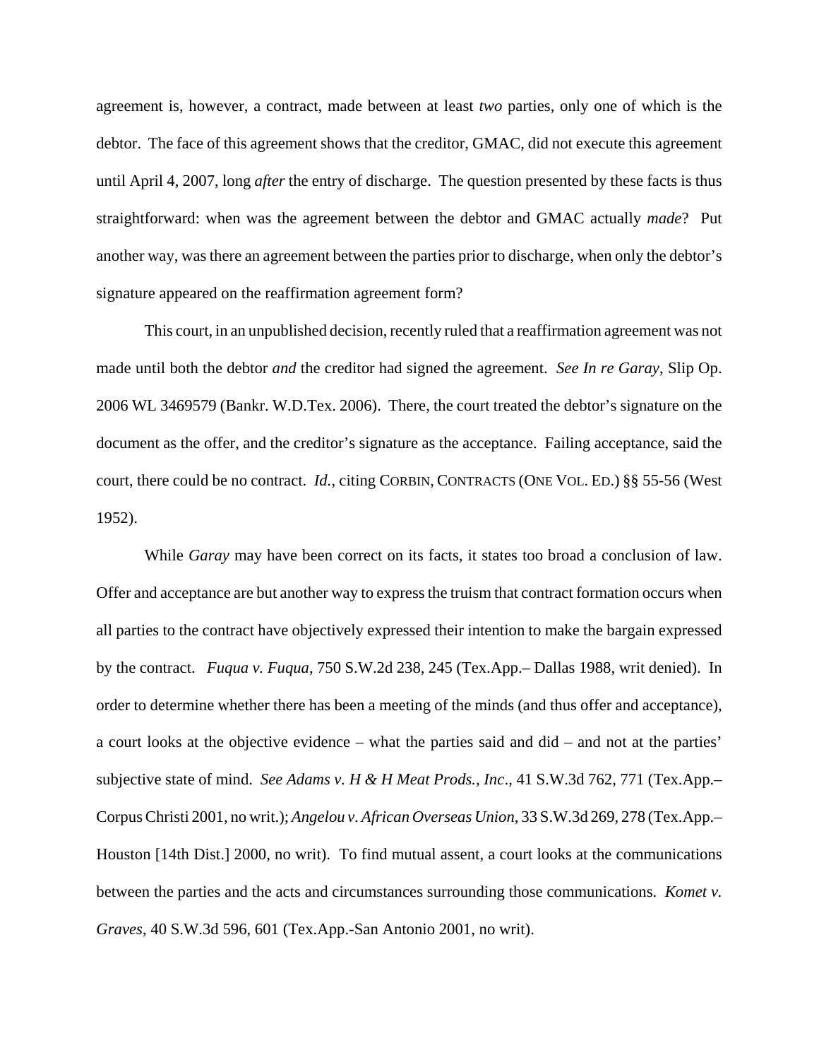agreement is, however, a contract, made between at least *two* parties, only one of which is the debtor. The face of this agreement shows that the creditor, GMAC, did not execute this agreement until April 4, 2007, long *after* the entry of discharge. The question presented by these facts is thus straightforward: when was the agreement between the debtor and GMAC actually *made*? Put another way, was there an agreement between the parties prior to discharge, when only the debtor's signature appeared on the reaffirmation agreement form?

This court, in an unpublished decision, recently ruled that a reaffirmation agreement was not made until both the debtor *and* the creditor had signed the agreement. *See In re Garay*, Slip Op. 2006 WL 3469579 (Bankr. W.D.Tex. 2006). There, the court treated the debtor's signature on the document as the offer, and the creditor's signature as the acceptance. Failing acceptance, said the court, there could be no contract. *Id.*, citing CORBIN, CONTRACTS (ONE VOL. ED.) §§ 55-56 (West 1952).

While *Garay* may have been correct on its facts, it states too broad a conclusion of law. Offer and acceptance are but another way to express the truism that contract formation occurs when all parties to the contract have objectively expressed their intention to make the bargain expressed by the contract. *Fuqua v. Fuqua*, 750 S.W.2d 238, 245 (Tex.App.– Dallas 1988, writ denied). In order to determine whether there has been a meeting of the minds (and thus offer and acceptance), a court looks at the objective evidence – what the parties said and did – and not at the parties' subjective state of mind. *See Adams v. H & H Meat Prods., Inc.*, 41 S.W.3d 762, 771 (Tex.App.– Corpus Christi 2001, no writ.); *Angelou v. African Overseas Union*, 33 S.W.3d 269, 278 (Tex.App.– Houston [14th Dist.] 2000, no writ). To find mutual assent, a court looks at the communications between the parties and the acts and circumstances surrounding those communications. *Komet v. Graves*, 40 S.W.3d 596, 601 (Tex.App.-San Antonio 2001, no writ).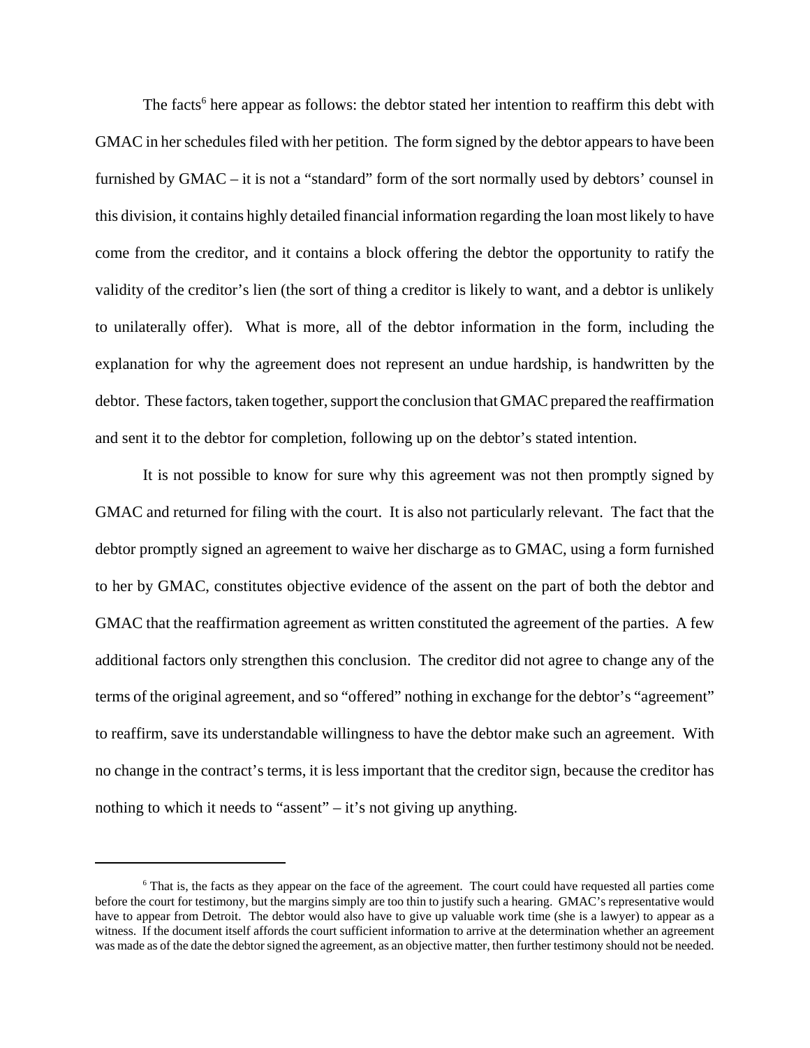The facts[6] here appear as follows: the debtor stated her intention to reaffirm this debt with GMAC in her schedules filed with her petition. The form signed by the debtor appears to have been furnished by GMAC – it is not a "standard" form of the sort normally used by debtors' counsel in this division, it contains highly detailed financial information regarding the loan most likely to have come from the creditor, and it contains a block offering the debtor the opportunity to ratify the validity of the creditor's lien (the sort of thing a creditor is likely to want, and a debtor is unlikely to unilaterally offer). What is more, all of the debtor information in the form, including the explanation for why the agreement does not represent an undue hardship, is handwritten by the debtor. These factors, taken together, support the conclusion that GMAC prepared the reaffirmation and sent it to the debtor for completion, following up on the debtor's stated intention.

It is not possible to know for sure why this agreement was not then promptly signed by GMAC and returned for filing with the court. It is also not particularly relevant. The fact that the debtor promptly signed an agreement to waive her discharge as to GMAC, using a form furnished to her by GMAC, constitutes objective evidence of the assent on the part of both the debtor and GMAC that the reaffirmation agreement as written constituted the agreement of the parties. A few additional factors only strengthen this conclusion. The creditor did not agree to change any of the terms of the original agreement, and so "offered" nothing in exchange for the debtor's "agreement" to reaffirm, save its understandable willingness to have the debtor make such an agreement. With no change in the contract's terms, it is less important that the creditor sign, because the creditor has nothing to which it needs to "assent" – it's not giving up anything.

---

[6] That is, the facts as they appear on the face of the agreement. The court could have requested all parties come before the court for testimony, but the margins simply are too thin to justify such a hearing. GMAC's representative would have to appear from Detroit. The debtor would also have to give up valuable work time (she is a lawyer) to appear as a witness. If the document itself affords the court sufficient information to arrive at the determination whether an agreement was made as of the date the debtor signed the agreement, as an objective matter, then further testimony should not be needed.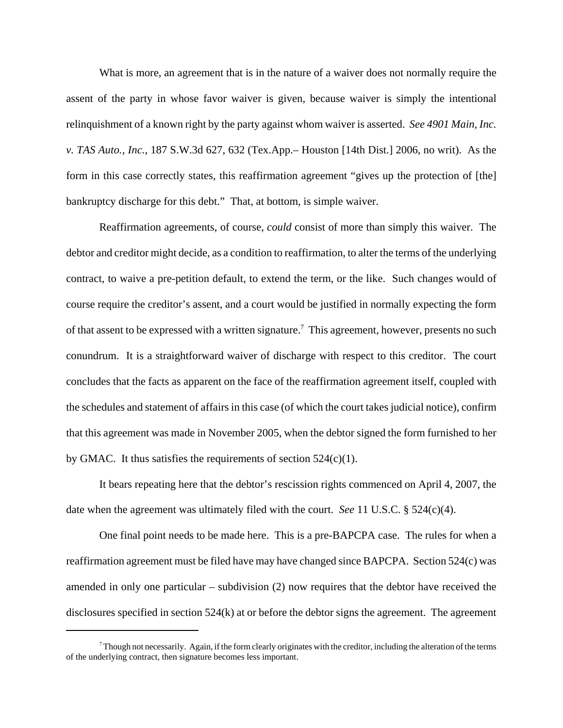What is more, an agreement that is in the nature of a waiver does not normally require the assent of the party in whose favor waiver is given, because waiver is simply the intentional relinquishment of a known right by the party against whom waiver is asserted. *See 4901 Main, Inc. v. TAS Auto., Inc.*, 187 S.W.3d 627, 632 (Tex.App.– Houston [14th Dist.] 2006, no writ). As the form in this case correctly states, this reaffirmation agreement "gives up the protection of [the] bankruptcy discharge for this debt." That, at bottom, is simple waiver.

Reaffirmation agreements, of course, *could* consist of more than simply this waiver. The debtor and creditor might decide, as a condition to reaffirmation, to alter the terms of the underlying contract, to waive a pre-petition default, to extend the term, or the like. Such changes would of course require the creditor's assent, and a court would be justified in normally expecting the form of that assent to be expressed with a written signature.[7] This agreement, however, presents no such conundrum. It is a straightforward waiver of discharge with respect to this creditor. The court concludes that the facts as apparent on the face of the reaffirmation agreement itself, coupled with the schedules and statement of affairs in this case (of which the court takes judicial notice), confirm that this agreement was made in November 2005, when the debtor signed the form furnished to her by GMAC. It thus satisfies the requirements of section 524(c)(1).

It bears repeating here that the debtor's rescission rights commenced on April 4, 2007, the date when the agreement was ultimately filed with the court. *See* 11 U.S.C. § 524(c)(4).

One final point needs to be made here. This is a pre-BAPCPA case. The rules for when a reaffirmation agreement must be filed have may have changed since BAPCPA. Section 524(c) was amended in only one particular – subdivision (2) now requires that the debtor have received the disclosures specified in section 524(k) at or before the debtor signs the agreement. The agreement

---

[7] Though not necessarily. Again, if the form clearly originates with the creditor, including the alteration of the terms of the underlying contract, then signature becomes less important.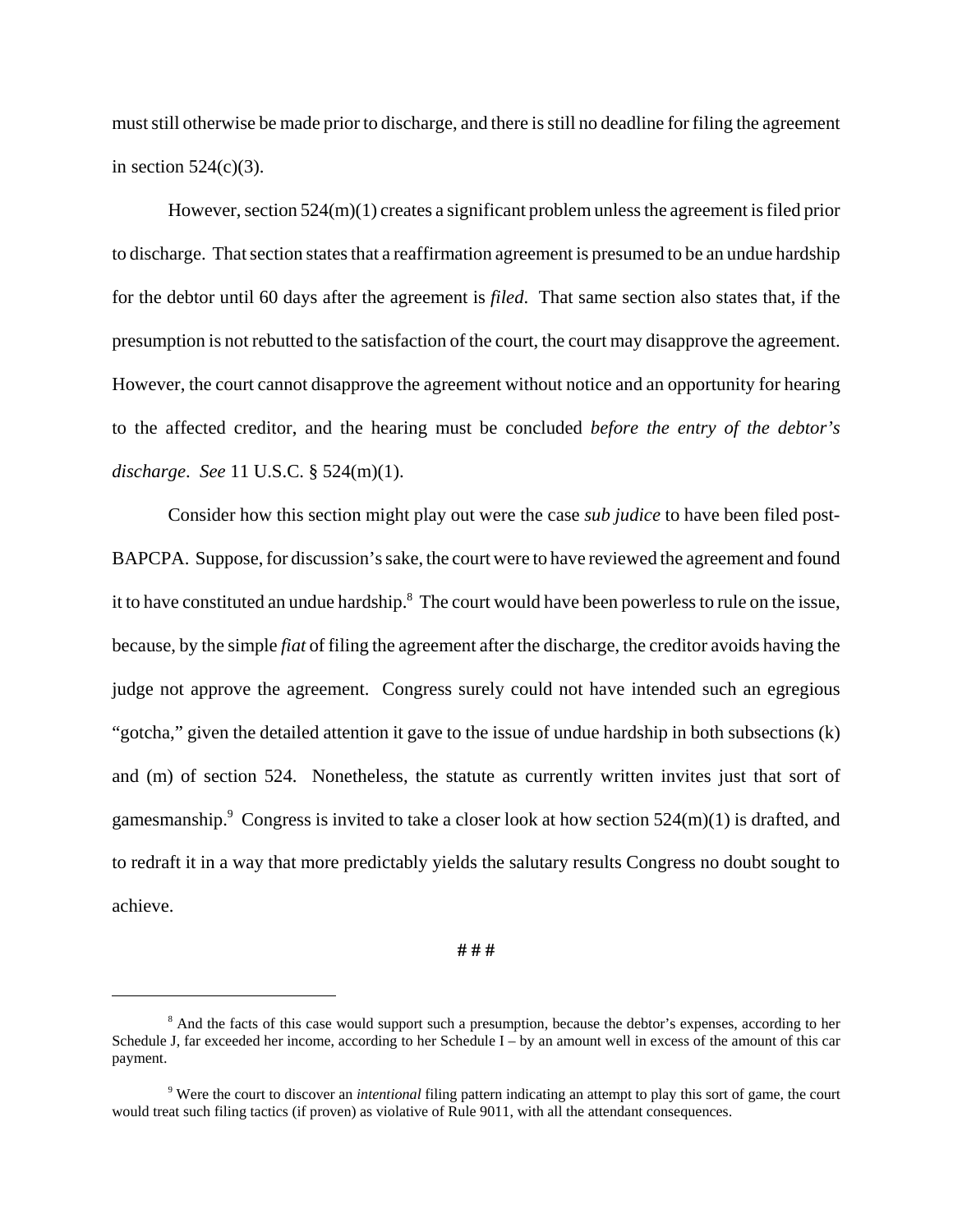must still otherwise be made prior to discharge, and there is still no deadline for filing the agreement in section 524(c)(3).

However, section 524(m)(1) creates a significant problem unless the agreement is filed prior to discharge. That section states that a reaffirmation agreement is presumed to be an undue hardship for the debtor until 60 days after the agreement is *filed*. That same section also states that, if the presumption is not rebutted to the satisfaction of the court, the court may disapprove the agreement. However, the court cannot disapprove the agreement without notice and an opportunity for hearing to the affected creditor, and the hearing must be concluded *before the entry of the debtor's discharge*. *See* 11 U.S.C. § 524(m)(1).

Consider how this section might play out were the case *sub judice* to have been filed post-BAPCPA. Suppose, for discussion's sake, the court were to have reviewed the agreement and found it to have constituted an undue hardship.[8] The court would have been powerless to rule on the issue, because, by the simple *fiat* of filing the agreement after the discharge, the creditor avoids having the judge not approve the agreement. Congress surely could not have intended such an egregious "gotcha," given the detailed attention it gave to the issue of undue hardship in both subsections (k) and (m) of section 524. Nonetheless, the statute as currently written invites just that sort of gamesmanship.[9] Congress is invited to take a closer look at how section 524(m)(1) is drafted, and to redraft it in a way that more predictably yields the salutary results Congress no doubt sought to achieve.

# # #

---

[8] And the facts of this case would support such a presumption, because the debtor's expenses, according to her Schedule J, far exceeded her income, according to her Schedule I – by an amount well in excess of the amount of this car payment.

[9] Were the court to discover an *intentional* filing pattern indicating an attempt to play this sort of game, the court would treat such filing tactics (if proven) as violative of Rule 9011, with all the attendant consequences.